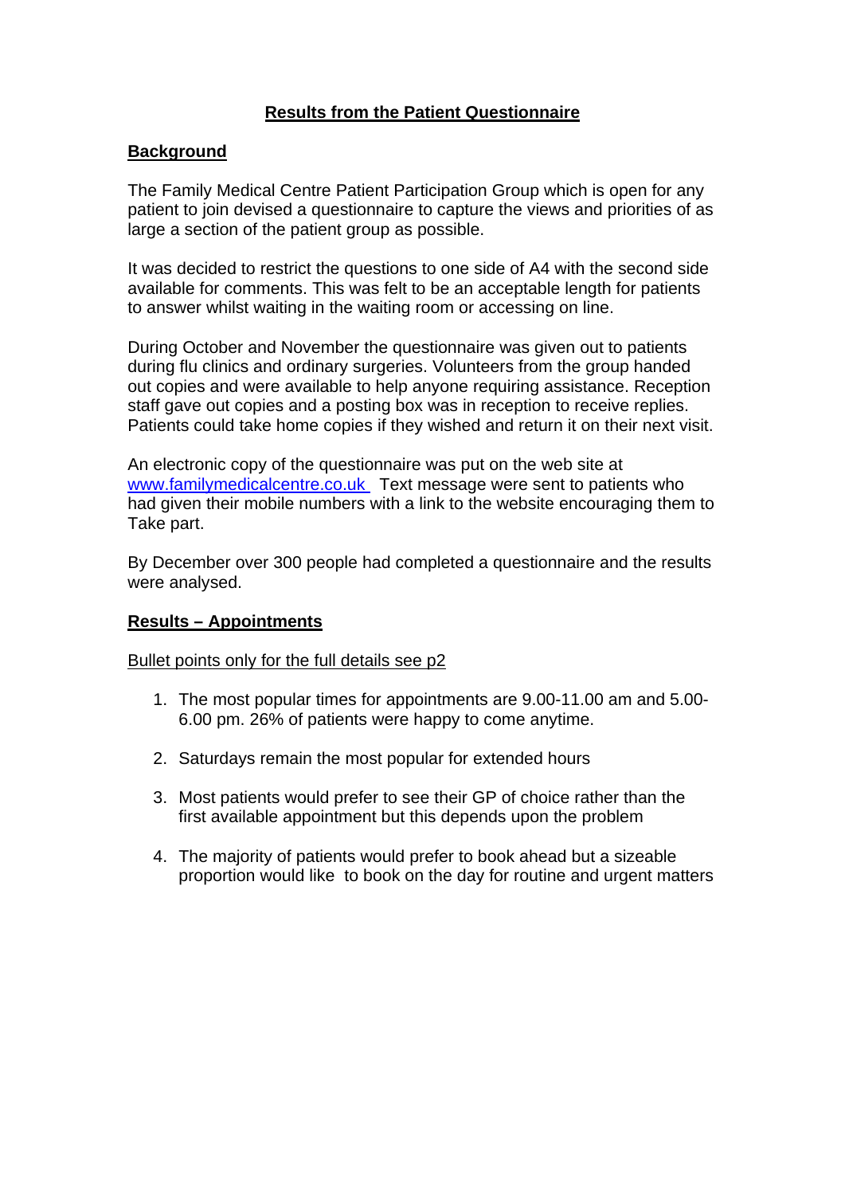# Results from the Patient Questionnaire

## Background

The Family Medical Centre Patient Participation Group which is open for any patient to join devised a questionnaire to capture the views and priorities of as large a section of the patient group as possible.

It was decided to restrict the questions to one side of A4 with the second side available for comments. This was felt to be an acceptable length for patients to answer whilst waiting in the waiting room or accessing on line.

During October and November the questionnaire was given out to patients during flu clinics and ordinary surgeries. Volunteers from the group handed out copies and were available to help anyone requiring assistance. Reception staff gave out copies and a posting box was in reception to receive replies. Patients could take home copies if they wished and return it on their next visit.

An electronic copy of the questionnaire was put on the web site at www.familymedicalcentre.co.uk Text message were sent to patients who had given their mobile numbers with a link to the website encouraging them to Take part.

By December over 300 people had completed a questionnaire and the results were analysed.

## Results – Appointments

Bullet points only for the full details see p2

1. The most popular times for appointments are 9.00-11.00 am and 5.00-6.00 pm. 26% of patients were happy to come anytime.

2. Saturdays remain the most popular for extended hours

3. Most patients would prefer to see their GP of choice rather than the first available appointment but this depends upon the problem

4. The majority of patients would prefer to book ahead but a sizeable proportion would like to book on the day for routine and urgent matters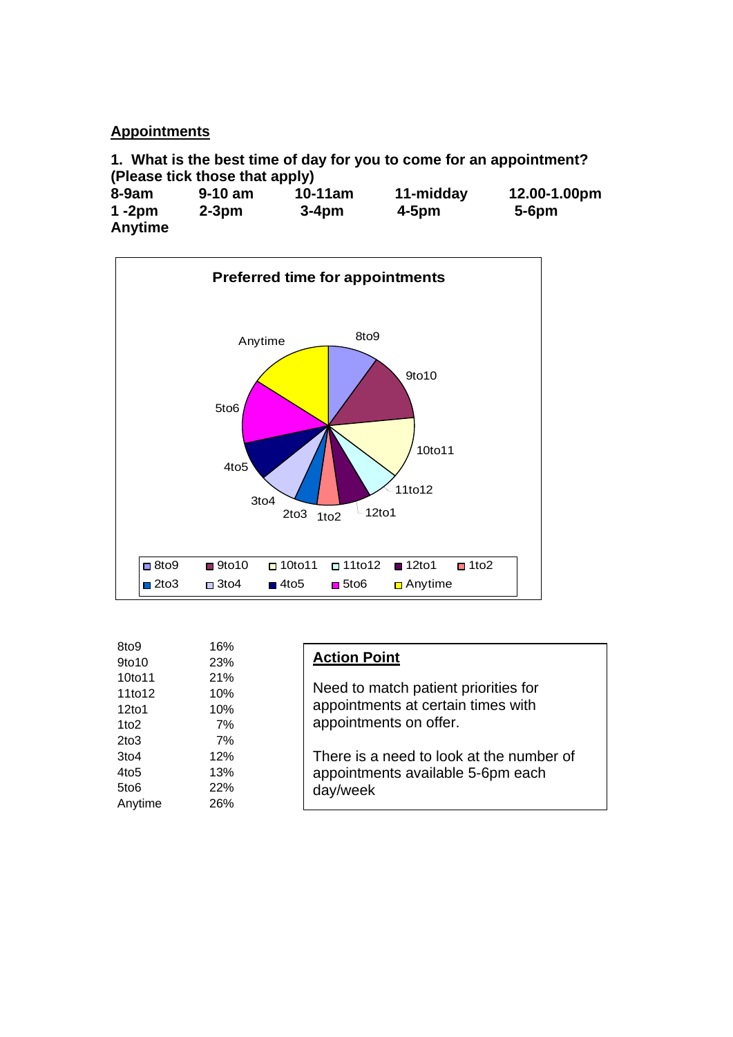## Appointments

**1. What is the best time of day for you to come for an appointment? (Please tick those that apply)**

| | | | | |
|---|---|---|---|---|
| **8-9am** | **9-10 am** | **10-11am** | **11-midday** | **12.00-1.00pm** |
| **1 -2pm** | **2-3pm** | **3-4pm** | **4-5pm** | **5-6pm** |
| **Anytime** | | | | |

**Preferred time for appointments**

| Time | Percentage |
|---|---|
| 8to9 | 16% |
| 9to10 | 23% |
| 10to11 | 21% |
| 11to12 | 10% |
| 12to1 | 10% |
| 1to2 | 7% |
| 2to3 | 7% |
| 3to4 | 12% |
| 4to5 | 13% |
| 5to6 | 22% |
| Anytime | 26% |

**Action Point**

Need to match patient priorities for appointments at certain times with appointments on offer.

There is a need to look at the number of appointments available 5-6pm each day/week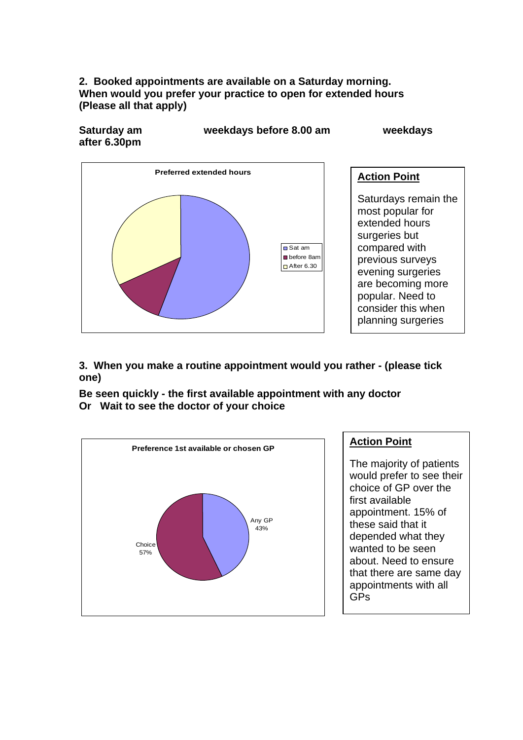**2. Booked appointments are available on a Saturday morning. When would you prefer your practice to open for extended hours (Please all that apply)**

**Saturday am** **weekdays before 8.00 am** **weekdays after 6.30pm**

**Preferred extended hours**

- Sat am
- before 8am
- After 6.30

**Action Point**

Saturdays remain the most popular for extended hours surgeries but compared with previous surveys evening surgeries are becoming more popular. Need to consider this when planning surgeries

**3. When you make a routine appointment would you rather - (please tick one)**

**Be seen quickly - the first available appointment with any doctor**
**Or Wait to see the doctor of your choice**

**Preference 1st available or chosen GP**

Any GP 43%

Choice 57%

**Action Point**

The majority of patients would prefer to see their choice of GP over the first available appointment. 15% of these said that it depended what they wanted to be seen about. Need to ensure that there are same day appointments with all GPs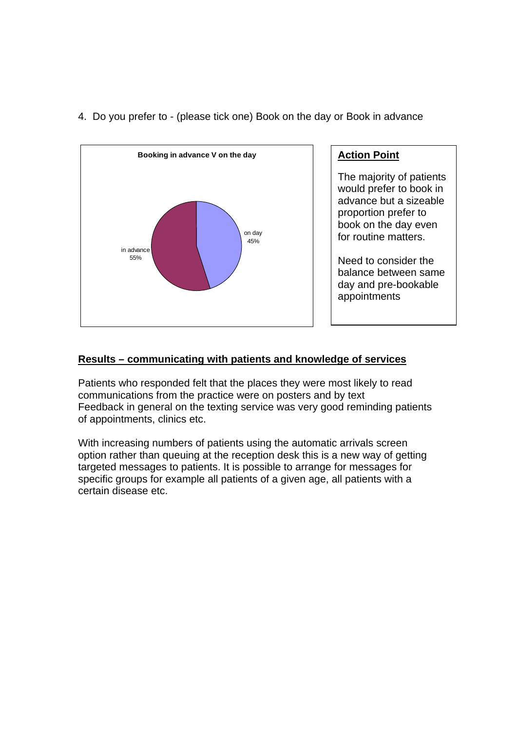4. Do you prefer to - (please tick one) Book on the day or Book in advance

**Booking in advance V on the day**

in advance 55%

on day 45%

**Action Point**

The majority of patients would prefer to book in advance but a sizeable proportion prefer to book on the day even for routine matters.

Need to consider the balance between same day and pre-bookable appointments

## Results – communicating with patients and knowledge of services

Patients who responded felt that the places they were most likely to read communications from the practice were on posters and by text
Feedback in general on the texting service was very good reminding patients of appointments, clinics etc.

With increasing numbers of patients using the automatic arrivals screen option rather than queuing at the reception desk this is a new way of getting targeted messages to patients. It is possible to arrange for messages for specific groups for example all patients of a given age, all patients with a certain disease etc.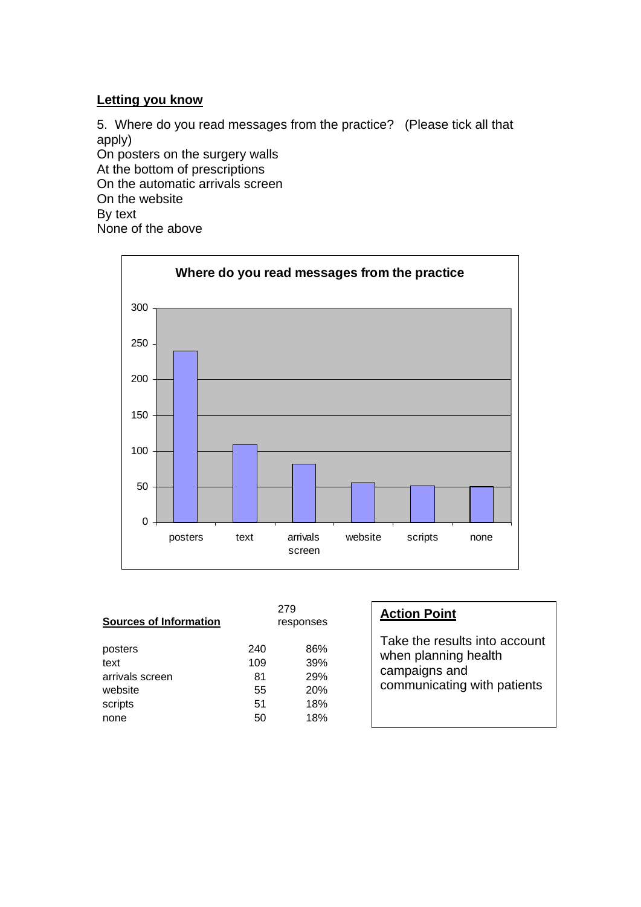## Letting you know

5. Where do you read messages from the practice? (Please tick all that apply)

On posters on the surgery walls
At the bottom of prescriptions
On the automatic arrivals screen
On the website
By text
None of the above

| Sources of Information | | 279 responses |
|---|---|---|
| posters | 240 | 86% |
| text | 109 | 39% |
| arrivals screen | 81 | 29% |
| website | 55 | 20% |
| scripts | 51 | 18% |
| none | 50 | 18% |

**Action Point**

Take the results into account when planning health campaigns and communicating with patients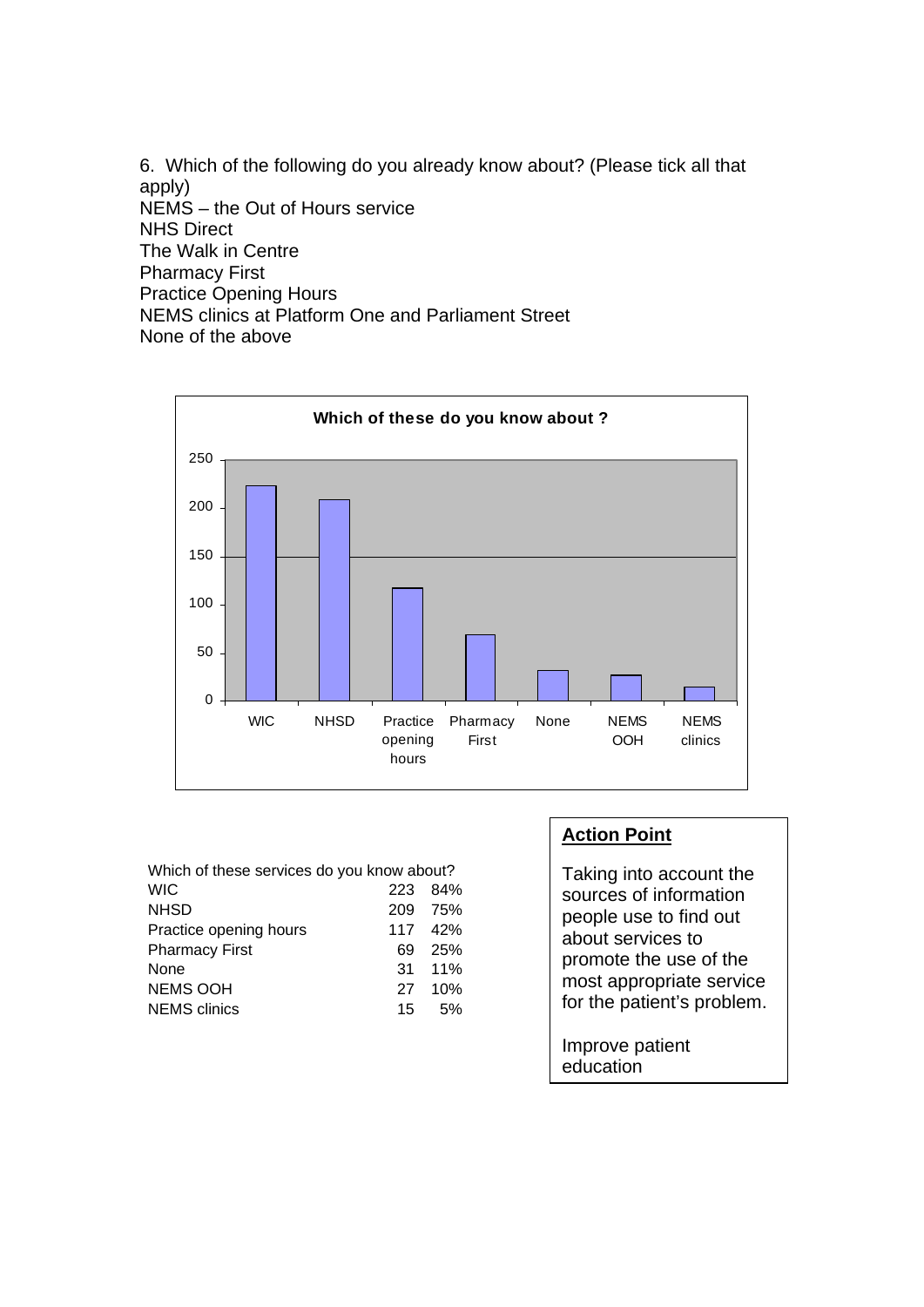6. Which of the following do you already know about? (Please tick all that apply)

NEMS – the Out of Hours service
NHS Direct
The Walk in Centre
Pharmacy First
Practice Opening Hours
NEMS clinics at Platform One and Parliament Street
None of the above

**Which of these do you know about ?**

| | WIC | NHSD | Practice opening hours | Pharmacy First | None | NEMS OOH | NEMS clinics |
|---|---|---|---|---|---|---|---|
| Count | 223 | 209 | 117 | 69 | 31 | 27 | 15 |

| Which of these services do you know about? | | |
|---|---|---|
| WIC | 223 | 84% |
| NHSD | 209 | 75% |
| Practice opening hours | 117 | 42% |
| Pharmacy First | 69 | 25% |
| None | 31 | 11% |
| NEMS OOH | 27 | 10% |
| NEMS clinics | 15 | 5% |

**Action Point**

Taking into account the sources of information people use to find out about services to promote the use of the most appropriate service for the patient's problem.

Improve patient education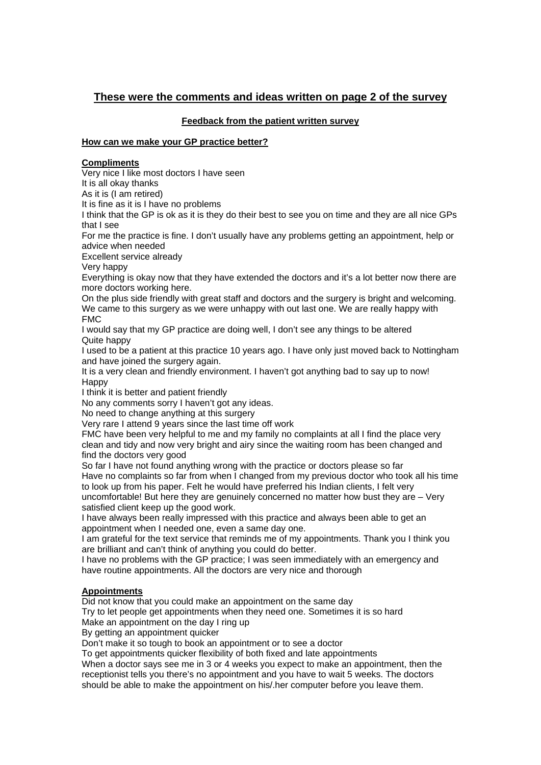## These were the comments and ideas written on page 2 of the survey

**Feedback from the patient written survey**

**How can we make your GP practice better?**

**Compliments**

Very nice I like most doctors I have seen
It is all okay thanks
As it is (I am retired)
It is fine as it is I have no problems
I think that the GP is ok as it is they do their best to see you on time and they are all nice GPs that I see
For me the practice is fine. I don't usually have any problems getting an appointment, help or advice when needed
Excellent service already
Very happy
Everything is okay now that they have extended the doctors and it's a lot better now there are more doctors working here.
On the plus side friendly with great staff and doctors and the surgery is bright and welcoming. We came to this surgery as we were unhappy with out last one. We are really happy with FMC
I would say that my GP practice are doing well, I don't see any things to be altered
Quite happy
I used to be a patient at this practice 10 years ago. I have only just moved back to Nottingham and have joined the surgery again.
It is a very clean and friendly environment. I haven't got anything bad to say up to now!
Happy
I think it is better and patient friendly
No any comments sorry I haven't got any ideas.
No need to change anything at this surgery
Very rare I attend 9 years since the last time off work
FMC have been very helpful to me and my family no complaints at all I find the place very clean and tidy and now very bright and airy since the waiting room has been changed and find the doctors very good
So far I have not found anything wrong with the practice or doctors please so far
Have no complaints so far from when I changed from my previous doctor who took all his time to look up from his paper. Felt he would have preferred his Indian clients, I felt very uncomfortable! But here they are genuinely concerned no matter how bust they are – Very satisfied client keep up the good work.
I have always been really impressed with this practice and always been able to get an appointment when I needed one, even a same day one.
I am grateful for the text service that reminds me of my appointments. Thank you I think you are brilliant and can't think of anything you could do better.
I have no problems with the GP practice; I was seen immediately with an emergency and have routine appointments. All the doctors are very nice and thorough

**Appointments**

Did not know that you could make an appointment on the same day
Try to let people get appointments when they need one. Sometimes it is so hard
Make an appointment on the day I ring up
By getting an appointment quicker
Don't make it so tough to book an appointment or to see a doctor
To get appointments quicker flexibility of both fixed and late appointments
When a doctor says see me in 3 or 4 weeks you expect to make an appointment, then the receptionist tells you there's no appointment and you have to wait 5 weeks. The doctors should be able to make the appointment on his/.her computer before you leave them.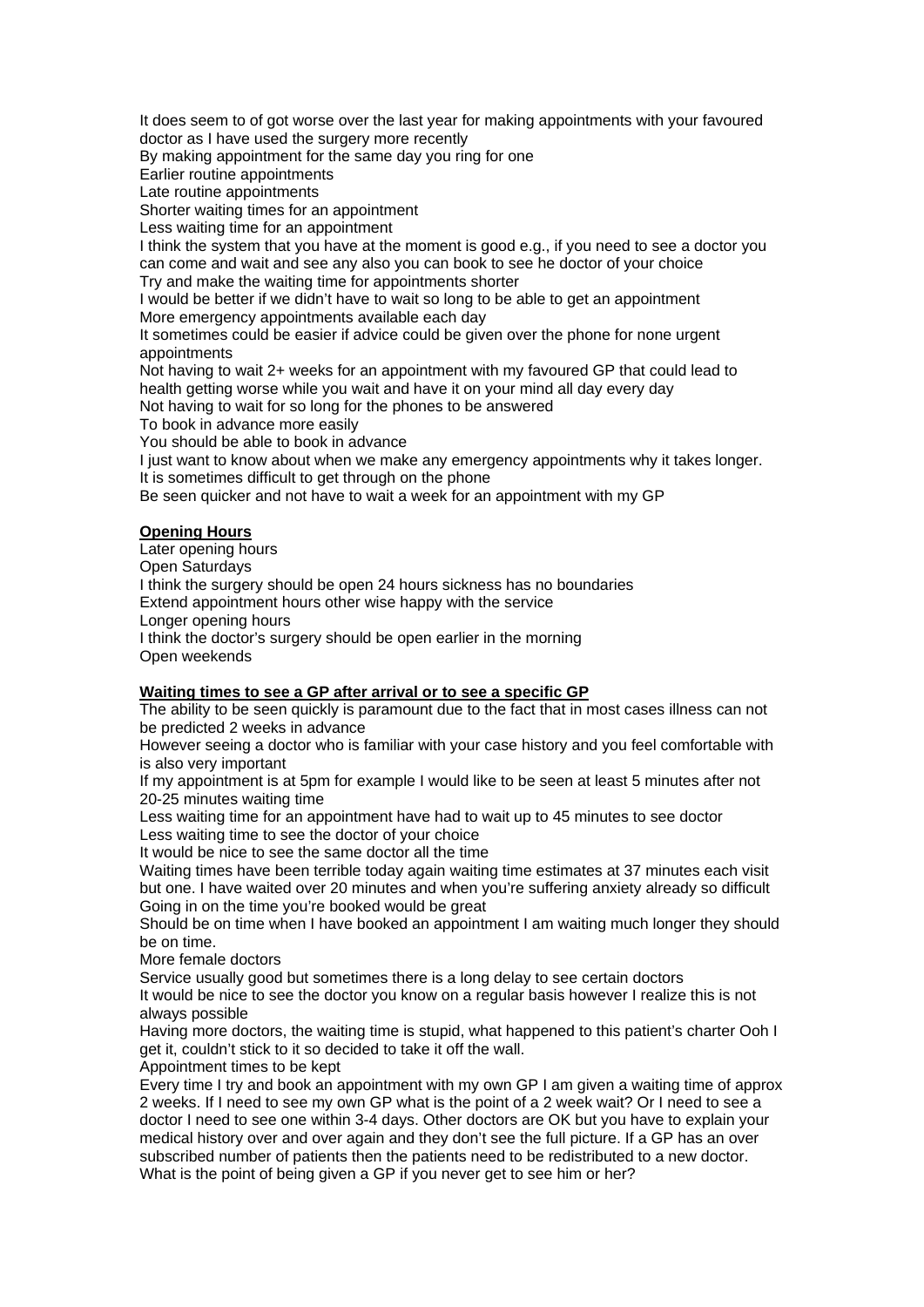It does seem to of got worse over the last year for making appointments with your favoured doctor as I have used the surgery more recently

By making appointment for the same day you ring for one

Earlier routine appointments

Late routine appointments

Shorter waiting times for an appointment

Less waiting time for an appointment

I think the system that you have at the moment is good e.g., if you need to see a doctor you can come and wait and see any also you can book to see he doctor of your choice

Try and make the waiting time for appointments shorter

I would be better if we didn't have to wait so long to be able to get an appointment

More emergency appointments available each day

It sometimes could be easier if advice could be given over the phone for none urgent appointments

Not having to wait 2+ weeks for an appointment with my favoured GP that could lead to health getting worse while you wait and have it on your mind all day every day

Not having to wait for so long for the phones to be answered

To book in advance more easily

You should be able to book in advance

I just want to know about when we make any emergency appointments why it takes longer.

It is sometimes difficult to get through on the phone

Be seen quicker and not have to wait a week for an appointment with my GP

**Opening Hours**

Later opening hours

Open Saturdays

I think the surgery should be open 24 hours sickness has no boundaries

Extend appointment hours other wise happy with the service

Longer opening hours

I think the doctor's surgery should be open earlier in the morning

Open weekends

**Waiting times to see a GP after arrival or to see a specific GP**

The ability to be seen quickly is paramount due to the fact that in most cases illness can not be predicted 2 weeks in advance

However seeing a doctor who is familiar with your case history and you feel comfortable with is also very important

If my appointment is at 5pm for example I would like to be seen at least 5 minutes after not 20-25 minutes waiting time

Less waiting time for an appointment have had to wait up to 45 minutes to see doctor

Less waiting time to see the doctor of your choice

It would be nice to see the same doctor all the time

Waiting times have been terrible today again waiting time estimates at 37 minutes each visit but one. I have waited over 20 minutes and when you're suffering anxiety already so difficult

Going in on the time you're booked would be great

Should be on time when I have booked an appointment I am waiting much longer they should be on time.

More female doctors

Service usually good but sometimes there is a long delay to see certain doctors

It would be nice to see the doctor you know on a regular basis however I realize this is not always possible

Having more doctors, the waiting time is stupid, what happened to this patient's charter Ooh I get it, couldn't stick to it so decided to take it off the wall.

Appointment times to be kept

Every time I try and book an appointment with my own GP I am given a waiting time of approx 2 weeks. If I need to see my own GP what is the point of a 2 week wait? Or I need to see a doctor I need to see one within 3-4 days. Other doctors are OK but you have to explain your medical history over and over again and they don't see the full picture. If a GP has an over subscribed number of patients then the patients need to be redistributed to a new doctor. What is the point of being given a GP if you never get to see him or her?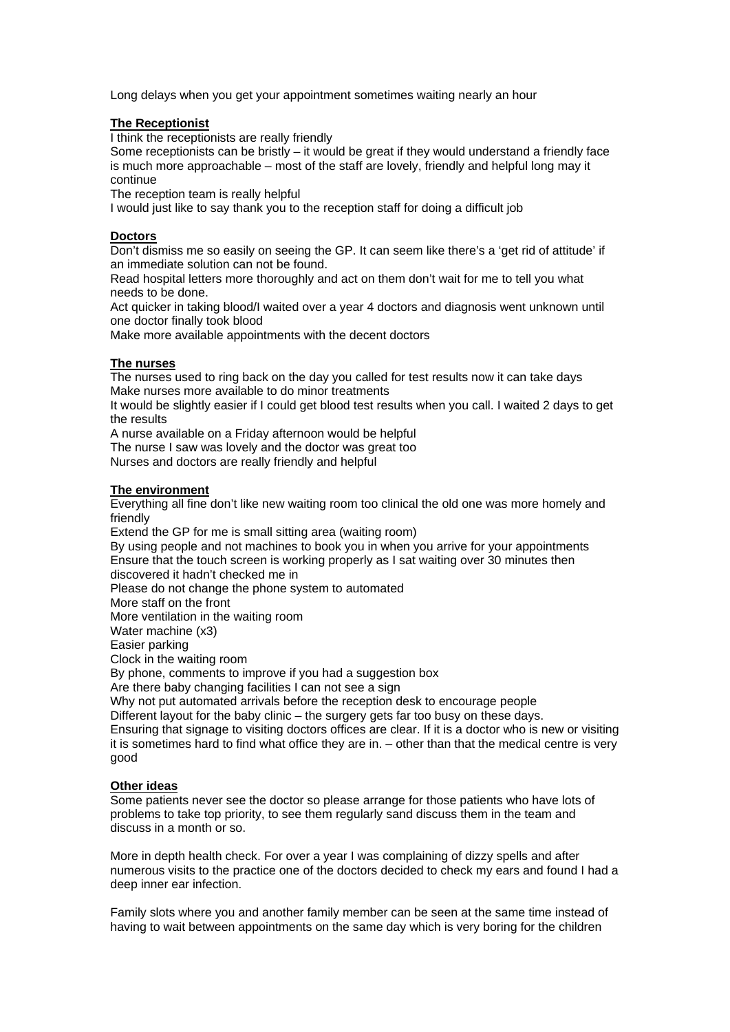Long delays when you get your appointment sometimes waiting nearly an hour

**The Receptionist**

I think the receptionists are really friendly

Some receptionists can be bristly – it would be great if they would understand a friendly face is much more approachable – most of the staff are lovely, friendly and helpful long may it continue

The reception team is really helpful

I would just like to say thank you to the reception staff for doing a difficult job

**Doctors**

Don't dismiss me so easily on seeing the GP. It can seem like there's a 'get rid of attitude' if an immediate solution can not be found.

Read hospital letters more thoroughly and act on them don't wait for me to tell you what needs to be done.

Act quicker in taking blood/I waited over a year 4 doctors and diagnosis went unknown until one doctor finally took blood

Make more available appointments with the decent doctors

**The nurses**

The nurses used to ring back on the day you called for test results now it can take days

Make nurses more available to do minor treatments

It would be slightly easier if I could get blood test results when you call. I waited 2 days to get the results

A nurse available on a Friday afternoon would be helpful

The nurse I saw was lovely and the doctor was great too

Nurses and doctors are really friendly and helpful

**The environment**

Everything all fine don't like new waiting room too clinical the old one was more homely and friendly

Extend the GP for me is small sitting area (waiting room)

By using people and not machines to book you in when you arrive for your appointments

Ensure that the touch screen is working properly as I sat waiting over 30 minutes then discovered it hadn't checked me in

Please do not change the phone system to automated

More staff on the front

More ventilation in the waiting room

Water machine (x3)

Easier parking

Clock in the waiting room

By phone, comments to improve if you had a suggestion box

Are there baby changing facilities I can not see a sign

Why not put automated arrivals before the reception desk to encourage people

Different layout for the baby clinic – the surgery gets far too busy on these days.

Ensuring that signage to visiting doctors offices are clear. If it is a doctor who is new or visiting it is sometimes hard to find what office they are in. – other than that the medical centre is very good

**Other ideas**

Some patients never see the doctor so please arrange for those patients who have lots of problems to take top priority, to see them regularly sand discuss them in the team and discuss in a month or so.

More in depth health check. For over a year I was complaining of dizzy spells and after numerous visits to the practice one of the doctors decided to check my ears and found I had a deep inner ear infection.

Family slots where you and another family member can be seen at the same time instead of having to wait between appointments on the same day which is very boring for the children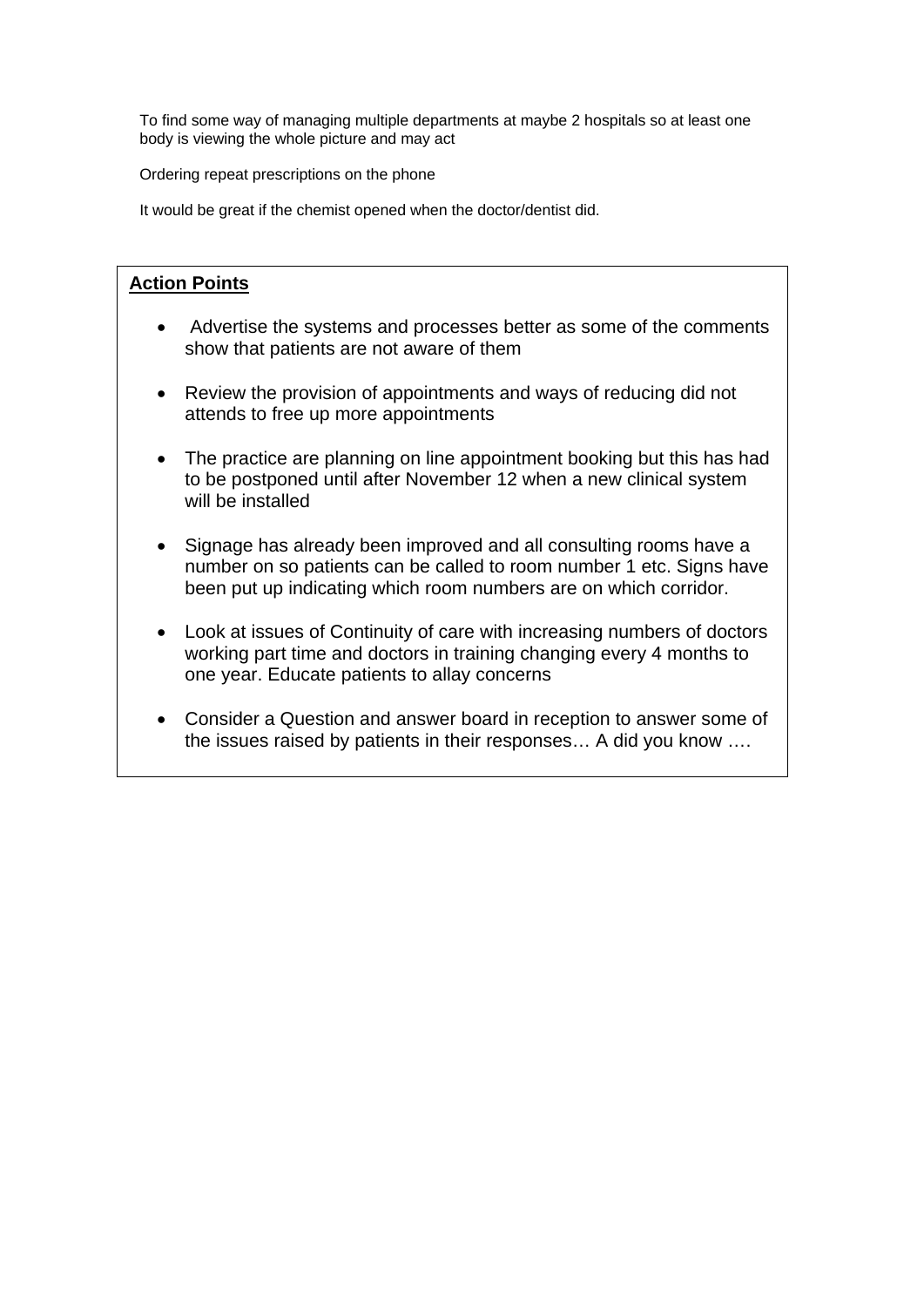To find some way of managing multiple departments at maybe 2 hospitals so at least one body is viewing the whole picture and may act

Ordering repeat prescriptions on the phone

It would be great if the chemist opened when the doctor/dentist did.

**Action Points**

- Advertise the systems and processes better as some of the comments show that patients are not aware of them
- Review the provision of appointments and ways of reducing did not attends to free up more appointments
- The practice are planning on line appointment booking but this has had to be postponed until after November 12 when a new clinical system will be installed
- Signage has already been improved and all consulting rooms have a number on so patients can be called to room number 1 etc. Signs have been put up indicating which room numbers are on which corridor.
- Look at issues of Continuity of care with increasing numbers of doctors working part time and doctors in training changing every 4 months to one year. Educate patients to allay concerns
- Consider a Question and answer board in reception to answer some of the issues raised by patients in their responses… A did you know ….